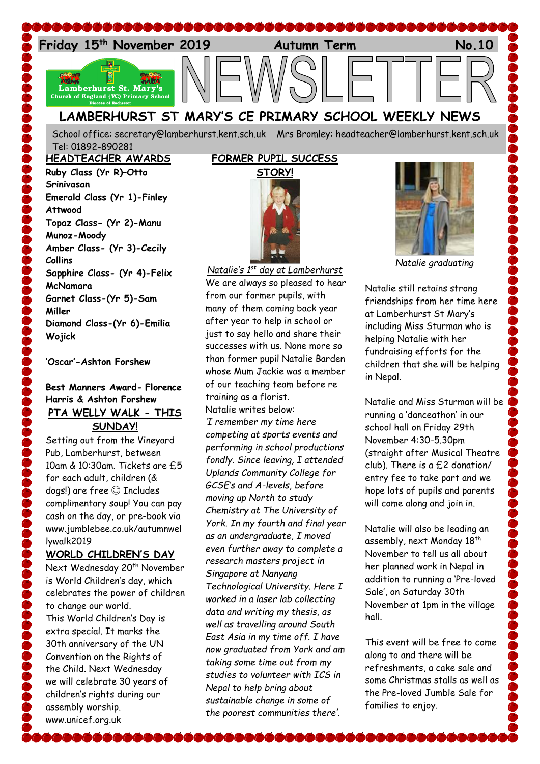Friday 15th November 2019 Autumn Term No.10

# NEWSLETTER

## LAMBERHURST ST MARY'S CE PRIMARY SCHOOL WEEKLY NEWS

School office: secretary@lamberhurst.kent.sch.uk Mrs Bromley: headteacher@lamberhurst.kent.sch.uk Tel: 01892-890281

### HEADTEACHER AWARDS

**Ruby Class (Yr R)–Otto Srinivasan**
**Emerald Class (Yr 1)-Finley Attwood**
**Topaz Class- (Yr 2)-Manu Munoz-Moody**
**Amber Class- (Yr 3)-Cecily Collins**
**Sapphire Class- (Yr 4)-Felix McNamara**
**Garnet Class-(Yr 5)-Sam Miller**
**Diamond Class-(Yr 6)-Emilia Wojick**

**'Oscar'-Ashton Forshew**

**Best Manners Award- Florence Harris & Ashton Forshew**

### PTA WELLY WALK - THIS SUNDAY!

Setting out from the Vineyard Pub, Lamberhurst, between 10am & 10:30am. Tickets are £5 for each adult, children (& dogs!) are free ☺ Includes complimentary soup! You can pay cash on the day, or pre-book via www.jumblebee.co.uk/autumnwellywalk2019

### WORLD CHILDREN'S DAY

Next Wednesday 20th November is World Children's day, which celebrates the power of children to change our world.
This World Children's Day is extra special. It marks the 30th anniversary of the UN Convention on the Rights of the Child. Next Wednesday we will celebrate 30 years of children's rights during our assembly worship.
www.unicef.org.uk

### FORMER PUPIL SUCCESS STORY!

*Natalie's 1st day at Lamberhurst*

We are always so pleased to hear from our former pupils, with many of them coming back year after year to help in school or just to say hello and share their successes with us. None more so than former pupil Natalie Barden whose Mum Jackie was a member of our teaching team before re training as a florist.
Natalie writes below:
*'I remember my time here competing at sports events and performing in school productions fondly. Since leaving, I attended Uplands Community College for GCSE's and A-levels, before moving up North to study Chemistry at The University of York. In my fourth and final year as an undergraduate, I moved even further away to complete a research masters project in Singapore at Nanyang Technological University. Here I worked in a laser lab collecting data and writing my thesis, as well as travelling around South East Asia in my time off. I have now graduated from York and am taking some time out from my studies to volunteer with ICS in Nepal to help bring about sustainable change in some of the poorest communities there'.*

*Natalie graduating*

Natalie still retains strong friendships from her time here at Lamberhurst St Mary's including Miss Sturman who is helping Natalie with her fundraising efforts for the children that she will be helping in Nepal.

Natalie and Miss Sturman will be running a 'danceathon' in our school hall on Friday 29th November 4:30-5.30pm (straight after Musical Theatre club). There is a £2 donation/ entry fee to take part and we hope lots of pupils and parents will come along and join in.

Natalie will also be leading an assembly, next Monday 18th November to tell us all about her planned work in Nepal in addition to running a 'Pre-loved Sale', on Saturday 30th November at 1pm in the village hall.

This event will be free to come along to and there will be refreshments, a cake sale and some Christmas stalls as well as the Pre-loved Jumble Sale for families to enjoy.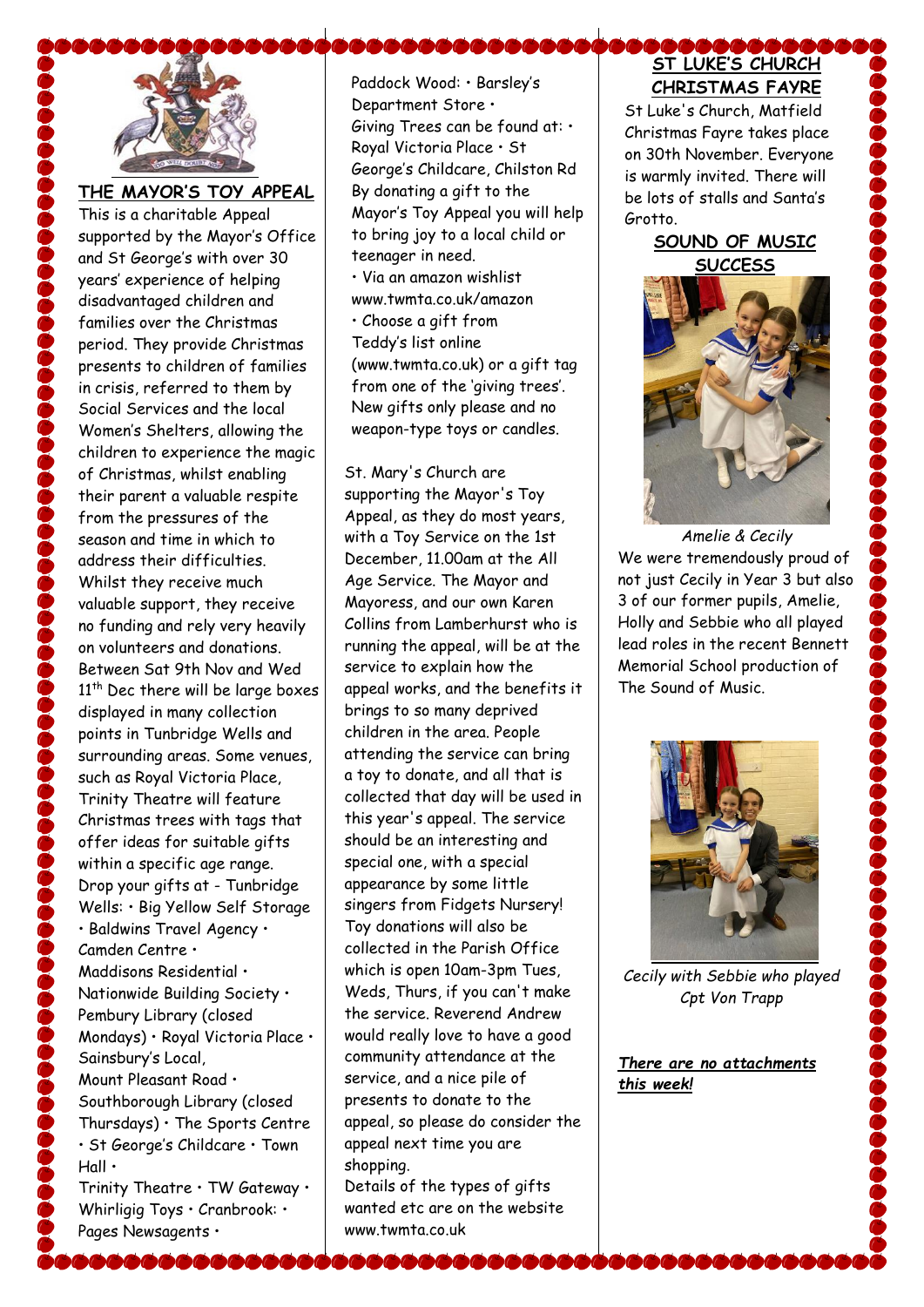## THE MAYOR'S TOY APPEAL

This is a charitable Appeal supported by the Mayor's Office and St George's with over 30 years' experience of helping disadvantaged children and families over the Christmas period. They provide Christmas presents to children of families in crisis, referred to them by Social Services and the local Women's Shelters, allowing the children to experience the magic of Christmas, whilst enabling their parent a valuable respite from the pressures of the season and time in which to address their difficulties. Whilst they receive much valuable support, they receive no funding and rely very heavily on volunteers and donations. Between Sat 9th Nov and Wed 11th Dec there will be large boxes displayed in many collection points in Tunbridge Wells and surrounding areas. Some venues, such as Royal Victoria Place, Trinity Theatre will feature Christmas trees with tags that offer ideas for suitable gifts within a specific age range. Drop your gifts at - Tunbridge Wells: • Big Yellow Self Storage • Baldwins Travel Agency • Camden Centre • Maddisons Residential • Nationwide Building Society • Pembury Library (closed Mondays) • Royal Victoria Place • Sainsbury's Local, Mount Pleasant Road • Southborough Library (closed Thursdays) • The Sports Centre • St George's Childcare • Town Hall • Trinity Theatre • TW Gateway • Whirligig Toys • Cranbrook: • Pages Newsagents • Paddock Wood: • Barsley's Department Store • Giving Trees can be found at: • Royal Victoria Place • St George's Childcare, Chilston Rd By donating a gift to the Mayor's Toy Appeal you will help to bring joy to a local child or teenager in need.

• Via an amazon wishlist www.twmta.co.uk/amazon
• Choose a gift from Teddy's list online (www.twmta.co.uk) or a gift tag from one of the 'giving trees'. New gifts only please and no weapon-type toys or candles.

St. Mary's Church are supporting the Mayor's Toy Appeal, as they do most years, with a Toy Service on the 1st December, 11.00am at the All Age Service. The Mayor and Mayoress, and our own Karen Collins from Lamberhurst who is running the appeal, will be at the service to explain how the appeal works, and the benefits it brings to so many deprived children in the area. People attending the service can bring a toy to donate, and all that is collected that day will be used in this year's appeal. The service should be an interesting and special one, with a special appearance by some little singers from Fidgets Nursery! Toy donations will also be collected in the Parish Office which is open 10am-3pm Tues, Weds, Thurs, if you can't make the service. Reverend Andrew would really love to have a good community attendance at the service, and a nice pile of presents to donate to the appeal, so please do consider the appeal next time you are shopping.
Details of the types of gifts wanted etc are on the website www.twmta.co.uk

## ST LUKE'S CHURCH CHRISTMAS FAYRE

St Luke's Church, Matfield Christmas Fayre takes place on 30th November. Everyone is warmly invited. There will be lots of stalls and Santa's Grotto.

## SOUND OF MUSIC SUCCESS

*Amelie & Cecily*

We were tremendously proud of not just Cecily in Year 3 but also 3 of our former pupils, Amelie, Holly and Sebbie who all played lead roles in the recent Bennett Memorial School production of The Sound of Music.

*Cecily with Sebbie who played Cpt Von Trapp*

***There are no attachments this week!***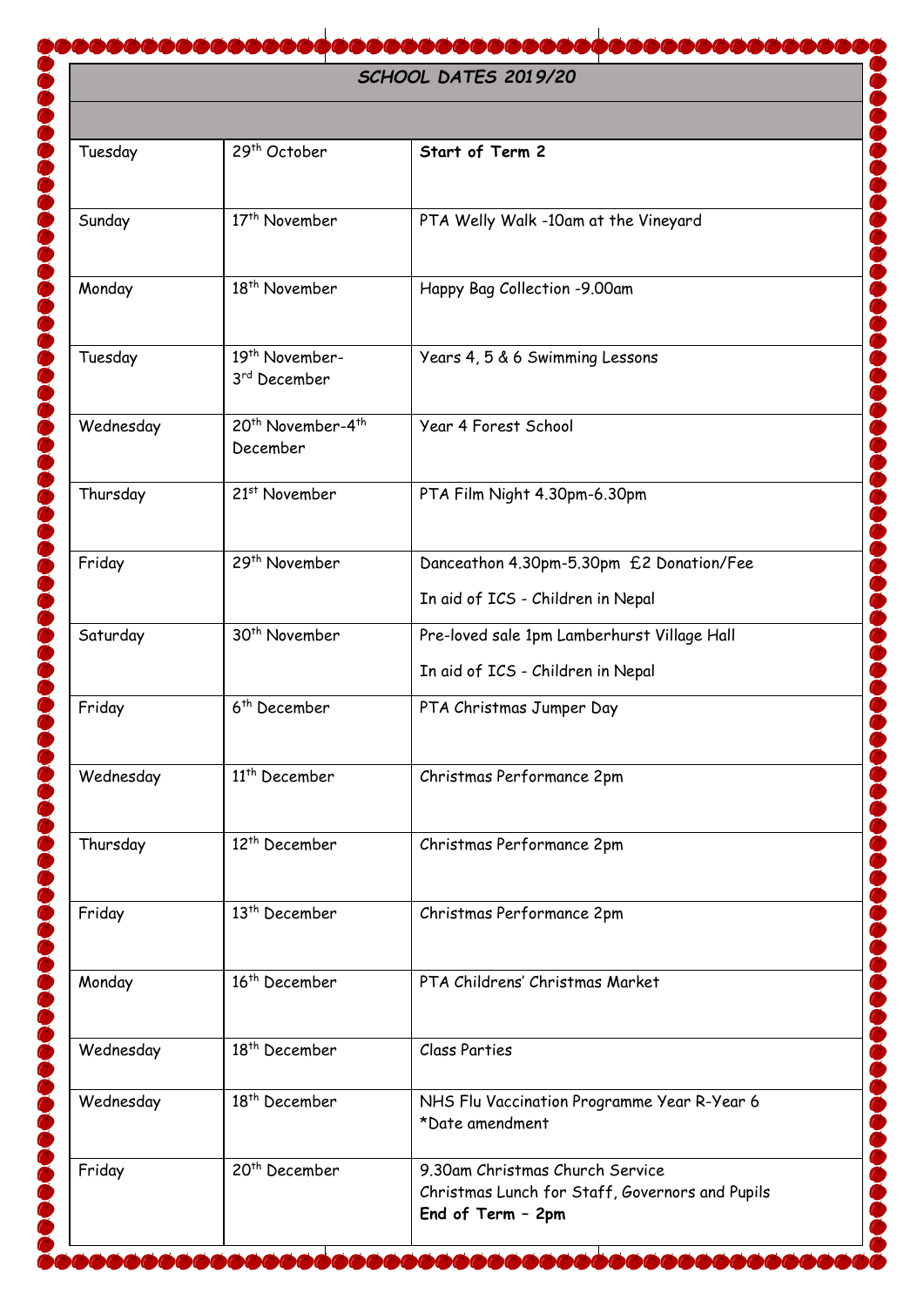| SCHOOL DATES 2019/20 | | |
|---|---|---|
| | | |
| Tuesday | 29th October | **Start of Term 2** |
| Sunday | 17th November | PTA Welly Walk -10am at the Vineyard |
| Monday | 18th November | Happy Bag Collection -9.00am |
| Tuesday | 19th November-<br>3rd December | Years 4, 5 & 6 Swimming Lessons |
| Wednesday | 20th November-4th December | Year 4 Forest School |
| Thursday | 21st November | PTA Film Night 4.30pm-6.30pm |
| Friday | 29th November | Danceathon 4.30pm-5.30pm £2 Donation/Fee<br>In aid of ICS - Children in Nepal |
| Saturday | 30th November | Pre-loved sale 1pm Lamberhurst Village Hall<br>In aid of ICS - Children in Nepal |
| Friday | 6th December | PTA Christmas Jumper Day |
| Wednesday | 11th December | Christmas Performance 2pm |
| Thursday | 12th December | Christmas Performance 2pm |
| Friday | 13th December | Christmas Performance 2pm |
| Monday | 16th December | PTA Childrens' Christmas Market |
| Wednesday | 18th December | Class Parties |
| Wednesday | 18th December | NHS Flu Vaccination Programme Year R-Year 6<br>*Date amendment |
| Friday | 20th December | 9.30am Christmas Church Service<br>Christmas Lunch for Staff, Governors and Pupils<br>**End of Term – 2pm** |